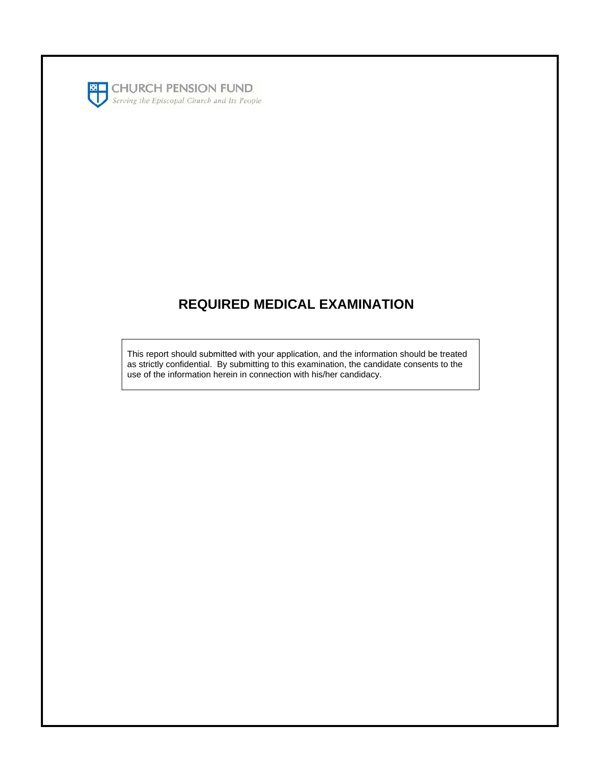CHURCH PENSION FUND

*Serving the Episcopal Church and Its People*

# REQUIRED MEDICAL EXAMINATION

This report should submitted with your application, and the information should be treated as strictly confidential. By submitting to this examination, the candidate consents to the use of the information herein in connection with his/her candidacy.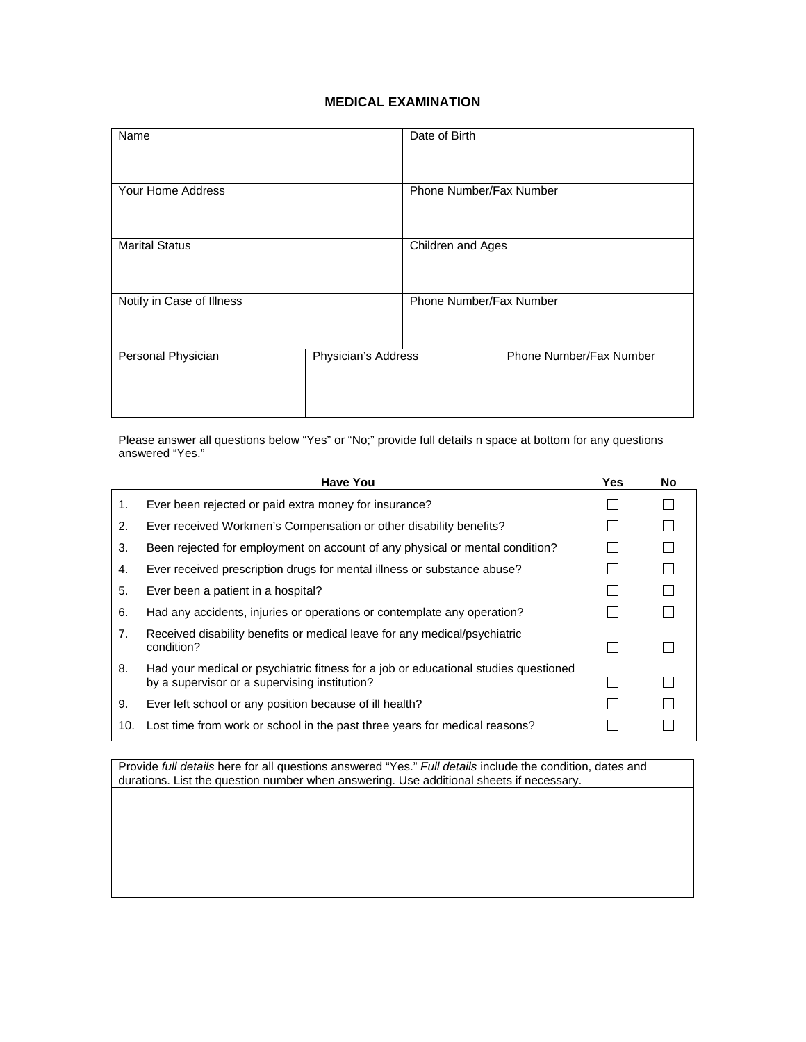# MEDICAL EXAMINATION

| Name | | Date of Birth |
|---|---|---|
| Your Home Address | | Phone Number/Fax Number |
| Marital Status | | Children and Ages |
| Notify in Case of Illness | | Phone Number/Fax Number |
| Personal Physician | Physician's Address | Phone Number/Fax Number |

Please answer all questions below "Yes" or "No;" provide full details n space at bottom for any questions answered "Yes."

| | Have You | Yes | No |
|---|---|---|---|
| 1. | Ever been rejected or paid extra money for insurance? | ☐ | ☐ |
| 2. | Ever received Workmen's Compensation or other disability benefits? | ☐ | ☐ |
| 3. | Been rejected for employment on account of any physical or mental condition? | ☐ | ☐ |
| 4. | Ever received prescription drugs for mental illness or substance abuse? | ☐ | ☐ |
| 5. | Ever been a patient in a hospital? | ☐ | ☐ |
| 6. | Had any accidents, injuries or operations or contemplate any operation? | ☐ | ☐ |
| 7. | Received disability benefits or medical leave for any medical/psychiatric condition? | ☐ | ☐ |
| 8. | Had your medical or psychiatric fitness for a job or educational studies questioned by a supervisor or a supervising institution? | ☐ | ☐ |
| 9. | Ever left school or any position because of ill health? | ☐ | ☐ |
| 10. | Lost time from work or school in the past three years for medical reasons? | ☐ | ☐ |

| Provide *full details* here for all questions answered "Yes." *Full details* include the condition, dates and durations. List the question number when answering. Use additional sheets if necessary. |
|---|
| |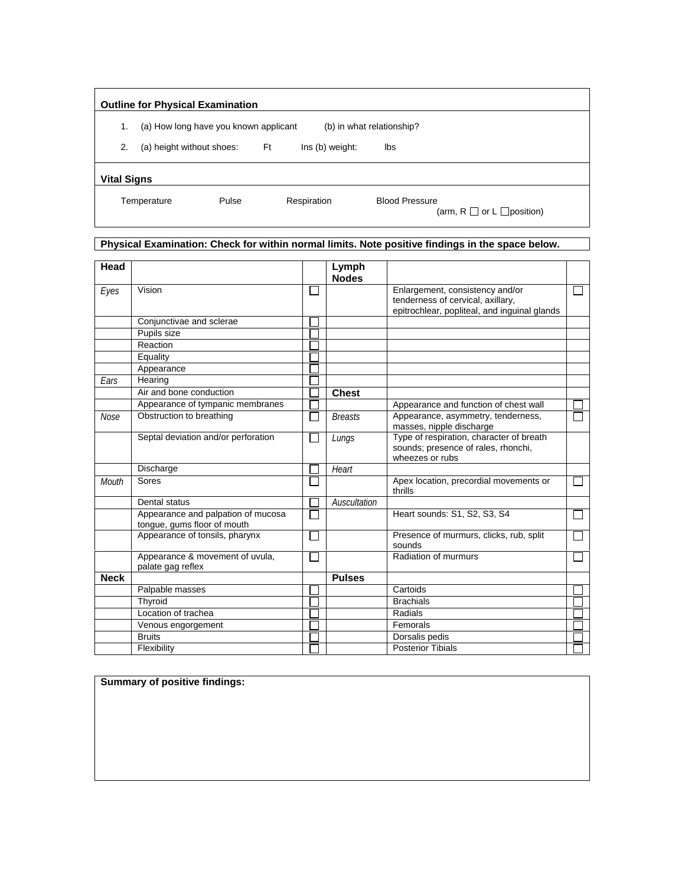**Outline for Physical Examination**

1. (a) How long have you known applicant (b) in what relationship?
2. (a) height without shoes: Ft Ins (b) weight: lbs

**Vital Signs**

Temperature Pulse Respiration Blood Pressure
(arm, R ☐ or L ☐position)

**Physical Examination: Check for within normal limits. Note positive findings in the space below.**

| **Head** | | | **Lymph Nodes** | | |
|---|---|---|---|---|---|
| *Eyes* | Vision | ☐ | | Enlargement, consistency and/or tenderness of cervical, axillary, epitrochlear, popliteal, and inguinal glands | ☐ |
| | Conjunctivae and sclerae | ☐ | | | |
| | Pupils size | ☐ | | | |
| | Reaction | ☐ | | | |
| | Equality | ☐ | | | |
| | Appearance | ☐ | | | |
| *Ears* | Hearing | ☐ | | | |
| | Air and bone conduction | ☐ | **Chest** | | |
| | Appearance of tympanic membranes | ☐ | | Appearance and function of chest wall | ☐ |
| *Nose* | Obstruction to breathing | ☐ | *Breasts* | Appearance, asymmetry, tenderness, masses, nipple discharge | ☐ |
| | Septal deviation and/or perforation | ☐ | *Lungs* | Type of respiration, character of breath sounds; presence of rales, rhonchi, wheezes or rubs | |
| | Discharge | ☐ | *Heart* | | |
| *Mouth* | Sores | ☐ | | Apex location, precordial movements or thrills | ☐ |
| | Dental status | ☐ | *Auscultation* | | |
| | Appearance and palpation of mucosa tongue, gums floor of mouth | ☐ | | Heart sounds: S1, S2, S3, S4 | ☐ |
| | Appearance of tonsils, pharynx | ☐ | | Presence of murmurs, clicks, rub, split sounds | ☐ |
| | Appearance & movement of uvula, palate gag reflex | ☐ | | Radiation of murmurs | ☐ |
| **Neck** | | | **Pulses** | | |
| | Palpable masses | ☐ | | Cartoids | ☐ |
| | Thyroid | ☐ | | Brachials | ☐ |
| | Location of trachea | ☐ | | Radials | ☐ |
| | Venous engorgement | ☐ | | Femorals | ☐ |
| | Bruits | ☐ | | Dorsalis pedis | ☐ |
| | Flexibility | ☐ | | Posterior Tibials | ☐ |

**Summary of positive findings:**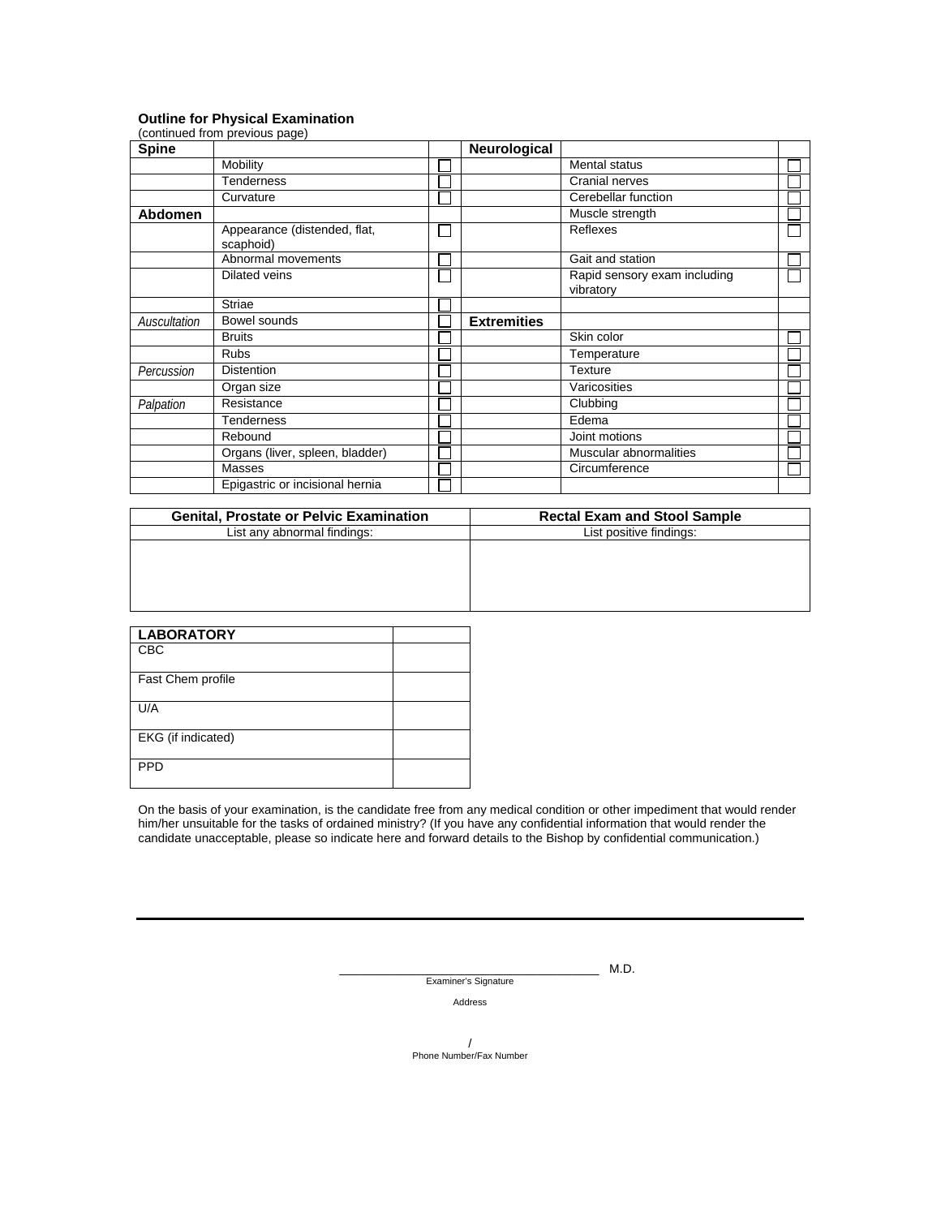**Outline for Physical Examination**
(continued from previous page)

| **Spine** | | | **Neurological** | | |
|---|---|---|---|---|---|
| | Mobility | ☐ | | Mental status | ☐ |
| | Tenderness | ☐ | | Cranial nerves | ☐ |
| | Curvature | ☐ | | Cerebellar function | ☐ |
| **Abdomen** | | | | Muscle strength | ☐ |
| | Appearance (distended, flat, scaphoid) | ☐ | | Reflexes | ☐ |
| | Abnormal movements | ☐ | | Gait and station | ☐ |
| | Dilated veins | ☐ | | Rapid sensory exam including vibratory | ☐ |
| | Striae | ☐ | | | |
| *Auscultation* | Bowel sounds | ☐ | **Extremities** | | |
| | Bruits | ☐ | | Skin color | ☐ |
| | Rubs | ☐ | | Temperature | ☐ |
| *Percussion* | Distention | ☐ | | Texture | ☐ |
| | Organ size | ☐ | | Varicosities | ☐ |
| *Palpation* | Resistance | ☐ | | Clubbing | ☐ |
| | Tenderness | ☐ | | Edema | ☐ |
| | Rebound | ☐ | | Joint motions | ☐ |
| | Organs (liver, spleen, bladder) | ☐ | | Muscular abnormalities | ☐ |
| | Masses | ☐ | | Circumference | ☐ |
| | Epigastric or incisional hernia | ☐ | | | |

| **Genital, Prostate or Pelvic Examination** | **Rectal Exam and Stool Sample** |
|---|---|
| List any abnormal findings: | List positive findings: |
| | |

| **LABORATORY** | |
|---|---|
| CBC | |
| Fast Chem profile | |
| U/A | |
| EKG (if indicated) | |
| PPD | |

On the basis of your examination, is the candidate free from any medical condition or other impediment that would render him/her unsuitable for the tasks of ordained ministry? (If you have any confidential information that would render the candidate unacceptable, please so indicate here and forward details to the Bishop by confidential communication.)

_______________________________________ M.D.
Examiner's Signature

Address

/
Phone Number/Fax Number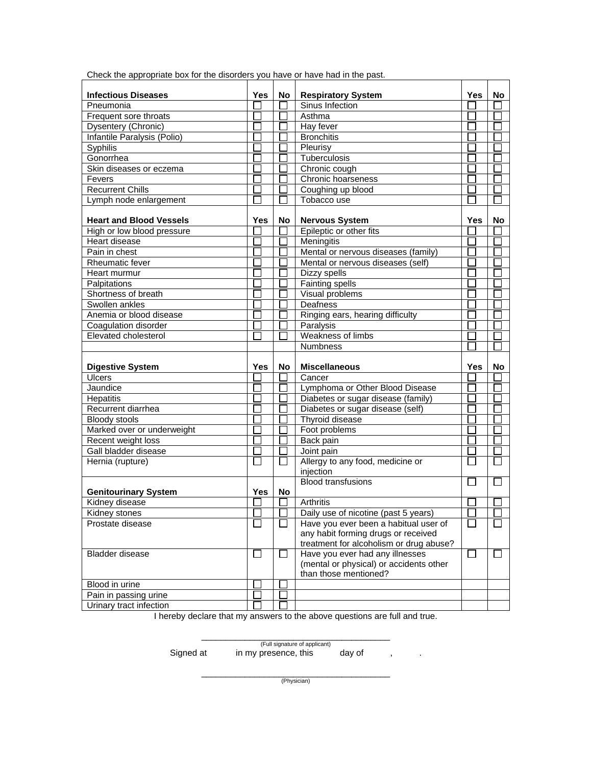Check the appropriate box for the disorders you have or have had in the past.

| **Infectious Diseases** | **Yes** | **No** | **Respiratory System** | **Yes** | **No** |
|---|---|---|---|---|---|
| Pneumonia | ☐ | ☐ | Sinus Infection | ☐ | ☐ |
| Frequent sore throats | ☐ | ☐ | Asthma | ☐ | ☐ |
| Dysentery (Chronic) | ☐ | ☐ | Hay fever | ☐ | ☐ |
| Infantile Paralysis (Polio) | ☐ | ☐ | Bronchitis | ☐ | ☐ |
| Syphilis | ☐ | ☐ | Pleurisy | ☐ | ☐ |
| Gonorrhea | ☐ | ☐ | Tuberculosis | ☐ | ☐ |
| Skin diseases or eczema | ☐ | ☐ | Chronic cough | ☐ | ☐ |
| Fevers | ☐ | ☐ | Chronic hoarseness | ☐ | ☐ |
| Recurrent Chills | ☐ | ☐ | Coughing up blood | ☐ | ☐ |
| Lymph node enlargement | ☐ | ☐ | Tobacco use | ☐ | ☐ |
| **Heart and Blood Vessels** | **Yes** | **No** | **Nervous System** | **Yes** | **No** |
| High or low blood pressure | ☐ | ☐ | Epileptic or other fits | ☐ | ☐ |
| Heart disease | ☐ | ☐ | Meningitis | ☐ | ☐ |
| Pain in chest | ☐ | ☐ | Mental or nervous diseases (family) | ☐ | ☐ |
| Rheumatic fever | ☐ | ☐ | Mental or nervous diseases (self) | ☐ | ☐ |
| Heart murmur | ☐ | ☐ | Dizzy spells | ☐ | ☐ |
| Palpitations | ☐ | ☐ | Fainting spells | ☐ | ☐ |
| Shortness of breath | ☐ | ☐ | Visual problems | ☐ | ☐ |
| Swollen ankles | ☐ | ☐ | Deafness | ☐ | ☐ |
| Anemia or blood disease | ☐ | ☐ | Ringing ears, hearing difficulty | ☐ | ☐ |
| Coagulation disorder | ☐ | ☐ | Paralysis | ☐ | ☐ |
| Elevated cholesterol | ☐ | ☐ | Weakness of limbs | ☐ | ☐ |
| | | | Numbness | ☐ | ☐ |
| **Digestive System** | **Yes** | **No** | **Miscellaneous** | **Yes** | **No** |
| Ulcers | ☐ | ☐ | Cancer | ☐ | ☐ |
| Jaundice | ☐ | ☐ | Lymphoma or Other Blood Disease | ☐ | ☐ |
| Hepatitis | ☐ | ☐ | Diabetes or sugar disease (family) | ☐ | ☐ |
| Recurrent diarrhea | ☐ | ☐ | Diabetes or sugar disease (self) | ☐ | ☐ |
| Bloody stools | ☐ | ☐ | Thyroid disease | ☐ | ☐ |
| Marked over or underweight | ☐ | ☐ | Foot problems | ☐ | ☐ |
| Recent weight loss | ☐ | ☐ | Back pain | ☐ | ☐ |
| Gall bladder disease | ☐ | ☐ | Joint pain | ☐ | ☐ |
| Hernia (rupture) | ☐ | ☐ | Allergy to any food, medicine or injection | ☐ | ☐ |
| **Genitourinary System** | **Yes** | **No** | Blood transfusions | ☐ | ☐ |
| Kidney disease | ☐ | ☐ | Arthritis | ☐ | ☐ |
| Kidney stones | ☐ | ☐ | Daily use of nicotine (past 5 years) | ☐ | ☐ |
| Prostate disease | ☐ | ☐ | Have you ever been a habitual user of any habit forming drugs or received treatment for alcoholism or drug abuse? | ☐ | ☐ |
| Bladder disease | ☐ | ☐ | Have you ever had any illnesses (mental or physical) or accidents other than those mentioned? | ☐ | ☐ |
| Blood in urine | ☐ | ☐ | | | |
| Pain in passing urine | ☐ | ☐ | | | |
| Urinary tract infection | ☐ | ☐ | | | |

I hereby declare that my answers to the above questions are full and true.

\_\_\_\_\_\_\_\_\_\_\_\_\_\_\_\_\_\_\_\_\_\_\_\_\_\_\_\_\_\_\_\_\_\_\_\_\_\_\_\_

(Full signature of applicant)

Signed at in my presence, this day of , .

\_\_\_\_\_\_\_\_\_\_\_\_\_\_\_\_\_\_\_\_\_\_\_\_\_\_\_\_\_\_\_\_\_\_\_\_\_\_\_\_

(Physician)